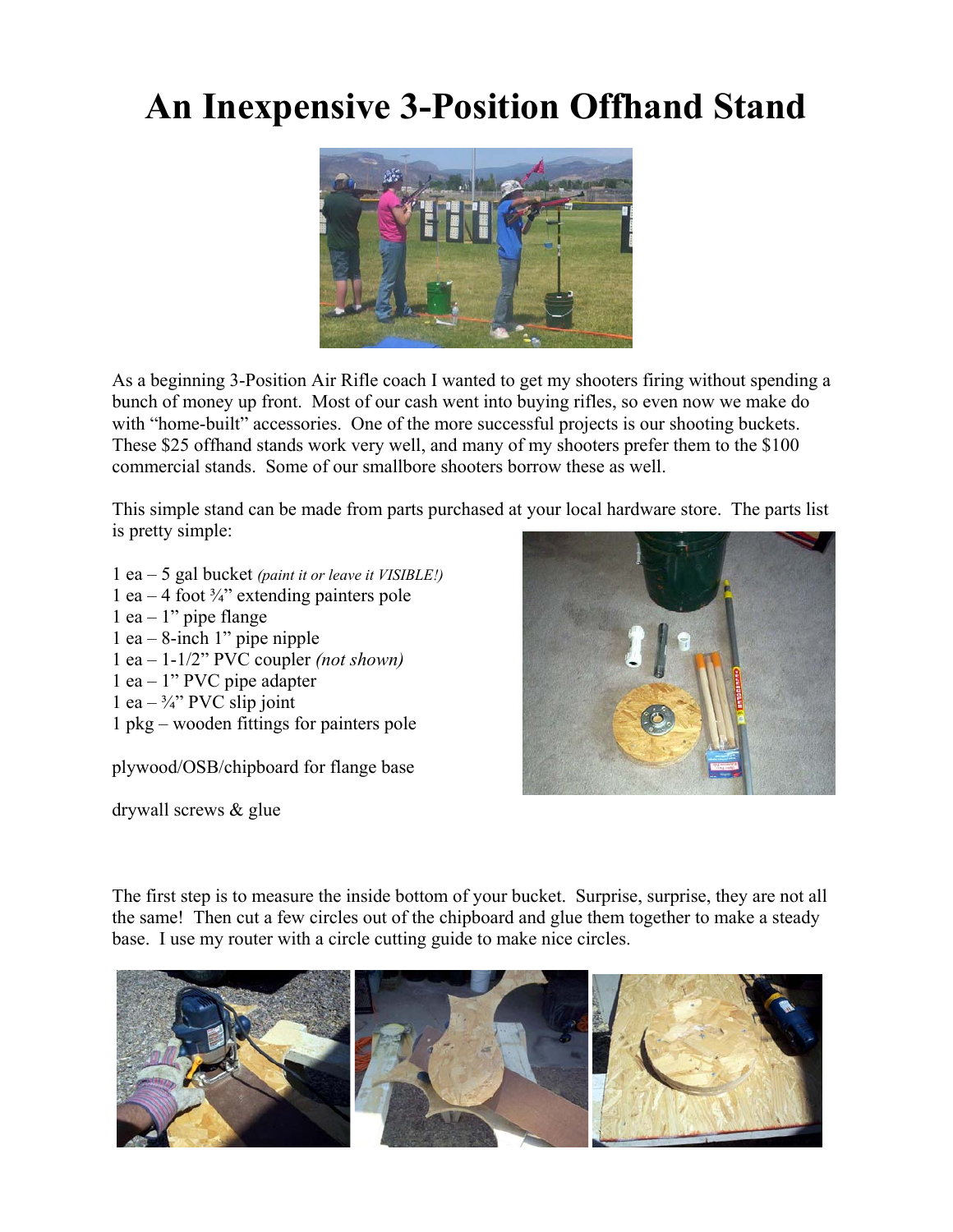# An Inexpensive 3-Position Offhand Stand

As a beginning 3-Position Air Rifle coach I wanted to get my shooters firing without spending a bunch of money up front. Most of our cash went into buying rifles, so even now we make do with "home-built" accessories. One of the more successful projects is our shooting buckets. These $25 offhand stands work very well, and many of my shooters prefer them to the $100 commercial stands. Some of our smallbore shooters borrow these as well.

This simple stand can be made from parts purchased at your local hardware store. The parts list is pretty simple:

1 ea – 5 gal bucket *(paint it or leave it VISIBLE!)*
1 ea – 4 foot ¾" extending painters pole
1 ea – 1" pipe flange
1 ea – 8-inch 1" pipe nipple
1 ea – 1-1/2" PVC coupler *(not shown)*
1 ea – 1" PVC pipe adapter
1 ea – ¾" PVC slip joint
1 pkg – wooden fittings for painters pole

plywood/OSB/chipboard for flange base

drywall screws & glue

The first step is to measure the inside bottom of your bucket. Surprise, surprise, they are not all the same! Then cut a few circles out of the chipboard and glue them together to make a steady base. I use my router with a circle cutting guide to make nice circles.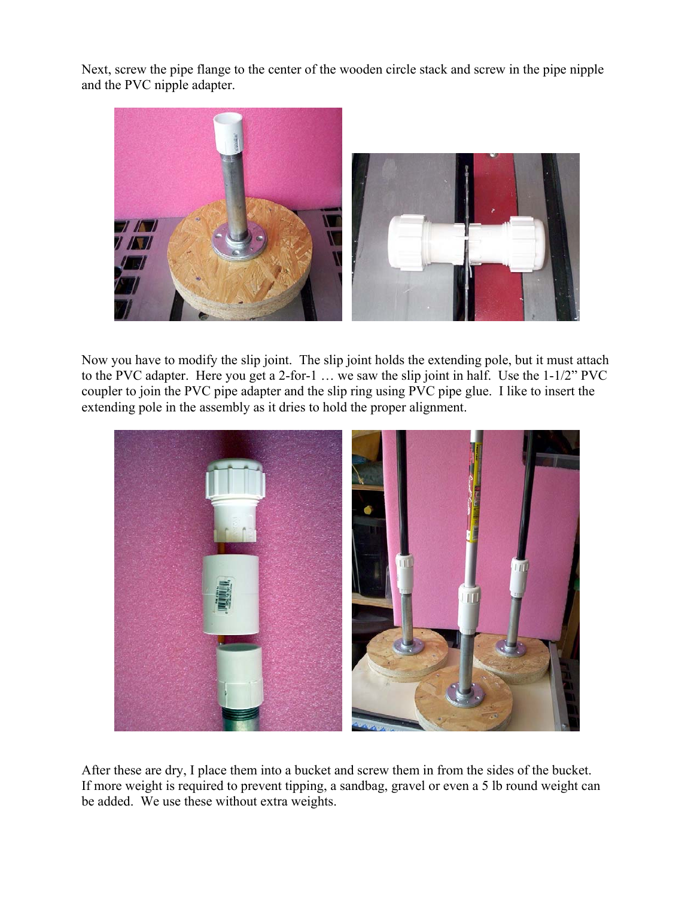Next, screw the pipe flange to the center of the wooden circle stack and screw in the pipe nipple and the PVC nipple adapter.

Now you have to modify the slip joint. The slip joint holds the extending pole, but it must attach to the PVC adapter. Here you get a 2-for-1 … we saw the slip joint in half. Use the 1-1/2" PVC coupler to join the PVC pipe adapter and the slip ring using PVC pipe glue. I like to insert the extending pole in the assembly as it dries to hold the proper alignment.

After these are dry, I place them into a bucket and screw them in from the sides of the bucket. If more weight is required to prevent tipping, a sandbag, gravel or even a 5 lb round weight can be added. We use these without extra weights.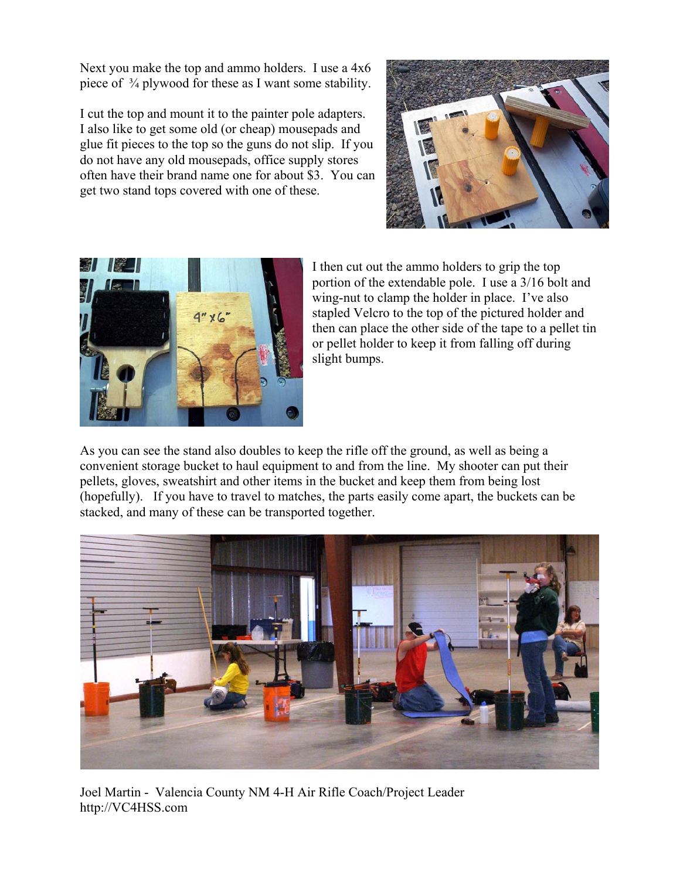Next you make the top and ammo holders. I use a 4x6 piece of ¾ plywood for these as I want some stability.

I cut the top and mount it to the painter pole adapters. I also like to get some old (or cheap) mousepads and glue fit pieces to the top so the guns do not slip. If you do not have any old mousepads, office supply stores often have their brand name one for about $3. You can get two stand tops covered with one of these.

I then cut out the ammo holders to grip the top portion of the extendable pole. I use a 3/16 bolt and wing-nut to clamp the holder in place. I've also stapled Velcro to the top of the pictured holder and then can place the other side of the tape to a pellet tin or pellet holder to keep it from falling off during slight bumps.

As you can see the stand also doubles to keep the rifle off the ground, as well as being a convenient storage bucket to haul equipment to and from the line. My shooter can put their pellets, gloves, sweatshirt and other items in the bucket and keep them from being lost (hopefully). If you have to travel to matches, the parts easily come apart, the buckets can be stacked, and many of these can be transported together.

Joel Martin - Valencia County NM 4-H Air Rifle Coach/Project Leader
http://VC4HSS.com